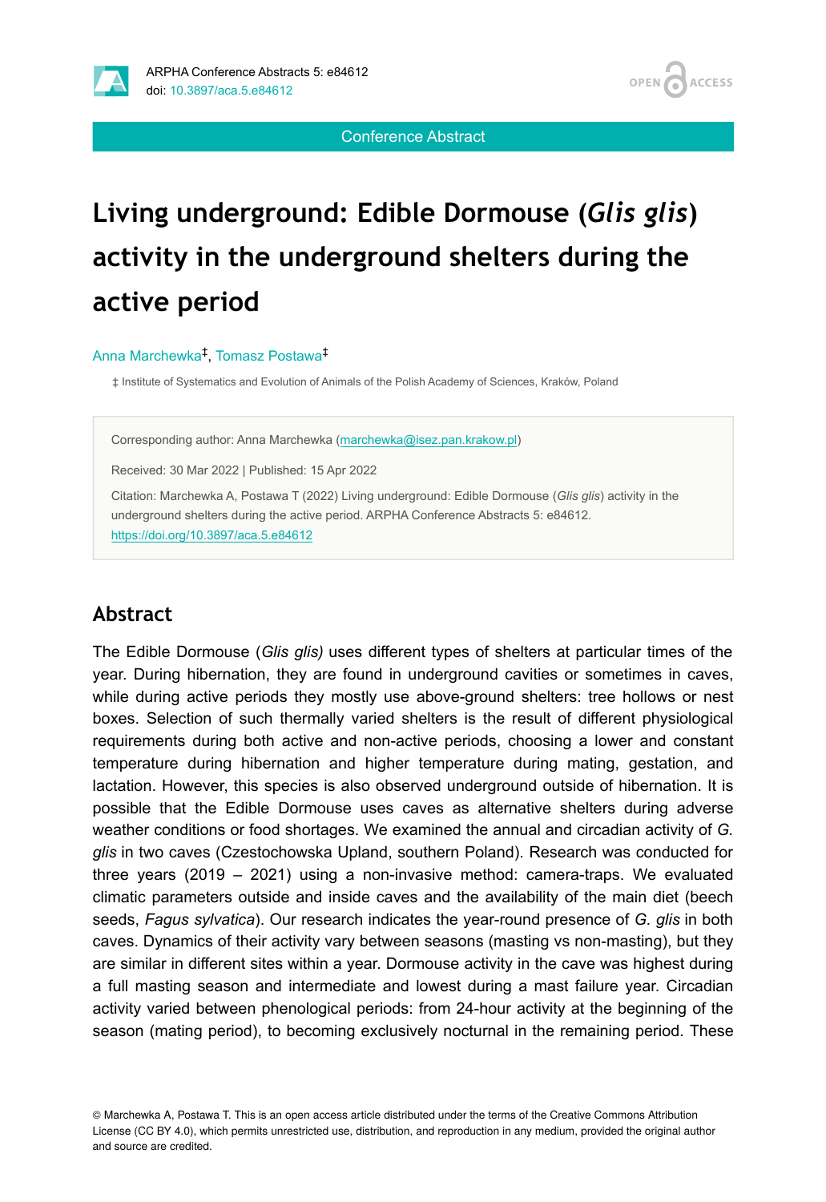Conference Abstract

# Living underground: Edible Dormouse (*Glis glis*) activity in the underground shelters during the active period

Anna Marchewka[‡], Tomasz Postawa[‡]

‡ Institute of Systematics and Evolution of Animals of the Polish Academy of Sciences, Kraków, Poland

Corresponding author: Anna Marchewka (marchewka@isez.pan.krakow.pl)

Received: 30 Mar 2022 | Published: 15 Apr 2022

Citation: Marchewka A, Postawa T (2022) Living underground: Edible Dormouse (*Glis glis*) activity in the underground shelters during the active period. ARPHA Conference Abstracts 5: e84612. https://doi.org/10.3897/aca.5.e84612

## Abstract

The Edible Dormouse (*Glis glis)* uses different types of shelters at particular times of the year. During hibernation, they are found in underground cavities or sometimes in caves, while during active periods they mostly use above-ground shelters: tree hollows or nest boxes. Selection of such thermally varied shelters is the result of different physiological requirements during both active and non-active periods, choosing a lower and constant temperature during hibernation and higher temperature during mating, gestation, and lactation. However, this species is also observed underground outside of hibernation. It is possible that the Edible Dormouse uses caves as alternative shelters during adverse weather conditions or food shortages. We examined the annual and circadian activity of *G. glis* in two caves (Czestochowska Upland, southern Poland). Research was conducted for three years (2019 – 2021) using a non-invasive method: camera-traps. We evaluated climatic parameters outside and inside caves and the availability of the main diet (beech seeds, *Fagus sylvatica*). Our research indicates the year-round presence of *G. glis* in both caves. Dynamics of their activity vary between seasons (masting vs non-masting), but they are similar in different sites within a year. Dormouse activity in the cave was highest during a full masting season and intermediate and lowest during a mast failure year. Circadian activity varied between phenological periods: from 24-hour activity at the beginning of the season (mating period), to becoming exclusively nocturnal in the remaining period. These

© Marchewka A, Postawa T. This is an open access article distributed under the terms of the Creative Commons Attribution License (CC BY 4.0), which permits unrestricted use, distribution, and reproduction in any medium, provided the original author and source are credited.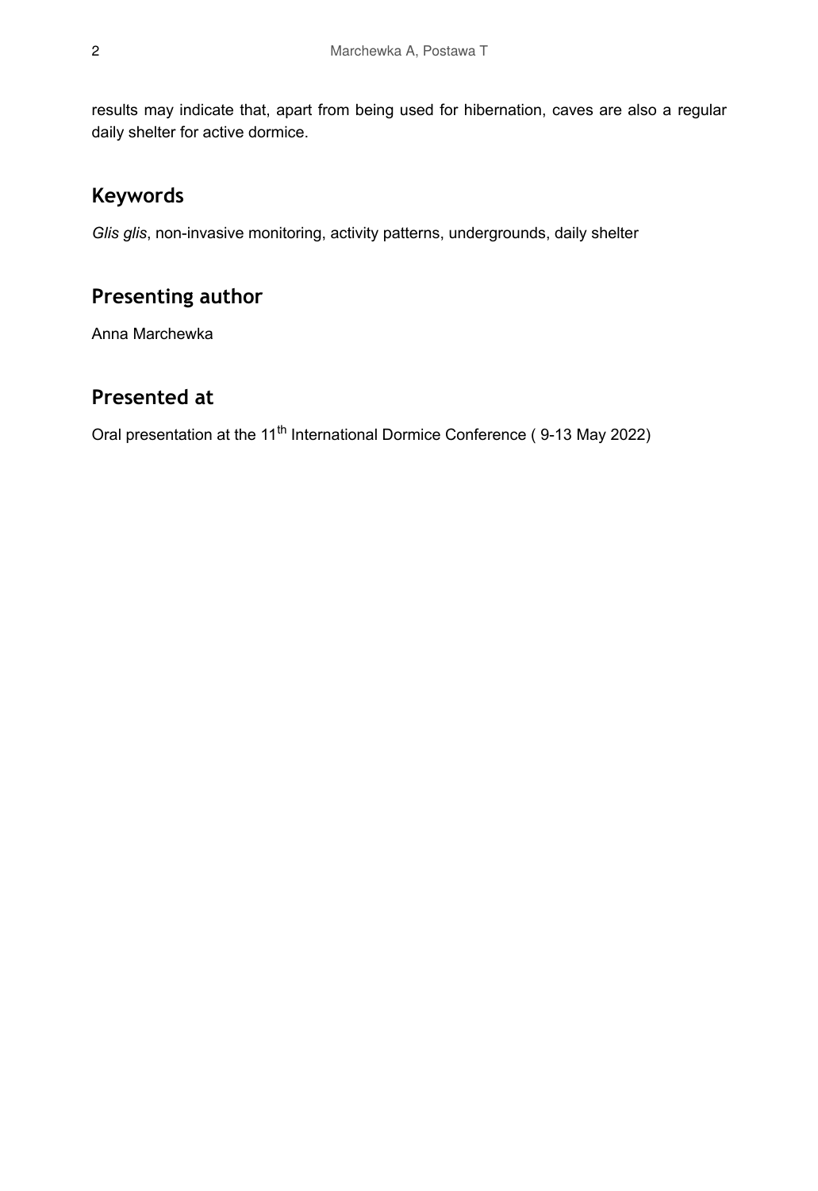results may indicate that, apart from being used for hibernation, caves are also a regular daily shelter for active dormice.

## Keywords

*Glis glis*, non-invasive monitoring, activity patterns, undergrounds, daily shelter

## Presenting author

Anna Marchewka

## Presented at

Oral presentation at the 11th International Dormice Conference ( 9-13 May 2022)